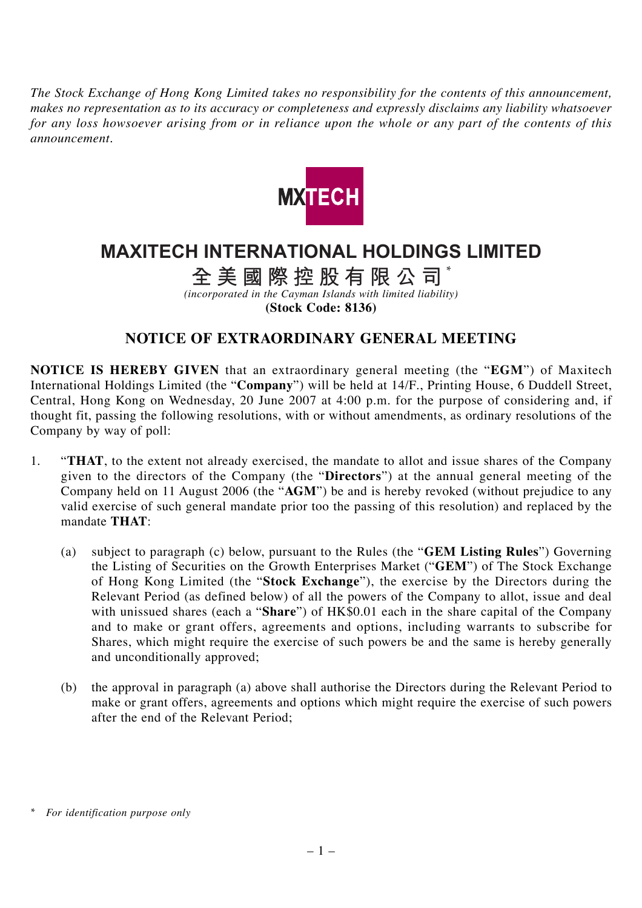*The Stock Exchange of Hong Kong Limited takes no responsibility for the contents of this announcement, makes no representation as to its accuracy or completeness and expressly disclaims any liability whatsoever for any loss howsoever arising from or in reliance upon the whole or any part of the contents of this announcement.*

MXTECH

# MAXITECH INTERNATIONAL HOLDINGS LIMITED

**全美國際控股有限公司*** 

*(incorporated in the Cayman Islands with limited liability)*

**(Stock Code: 8136)**

## NOTICE OF EXTRAORDINARY GENERAL MEETING

**NOTICE IS HEREBY GIVEN** that an extraordinary general meeting (the "**EGM**") of Maxitech International Holdings Limited (the "**Company**") will be held at 14/F., Printing House, 6 Duddell Street, Central, Hong Kong on Wednesday, 20 June 2007 at 4:00 p.m. for the purpose of considering and, if thought fit, passing the following resolutions, with or without amendments, as ordinary resolutions of the Company by way of poll:

1. "**THAT**, to the extent not already exercised, the mandate to allot and issue shares of the Company given to the directors of the Company (the "**Directors**") at the annual general meeting of the Company held on 11 August 2006 (the "**AGM**") be and is hereby revoked (without prejudice to any valid exercise of such general mandate prior too the passing of this resolution) and replaced by the mandate **THAT**:

   (a) subject to paragraph (c) below, pursuant to the Rules (the "**GEM Listing Rules**") Governing the Listing of Securities on the Growth Enterprises Market ("**GEM**") of The Stock Exchange of Hong Kong Limited (the "**Stock Exchange**"), the exercise by the Directors during the Relevant Period (as defined below) of all the powers of the Company to allot, issue and deal with unissued shares (each a "**Share**") of HK$0.01 each in the share capital of the Company and to make or grant offers, agreements and options, including warrants to subscribe for Shares, which might require the exercise of such powers be and the same is hereby generally and unconditionally approved;

   (b) the approval in paragraph (a) above shall authorise the Directors during the Relevant Period to make or grant offers, agreements and options which might require the exercise of such powers after the end of the Relevant Period;

\* *For identification purpose only*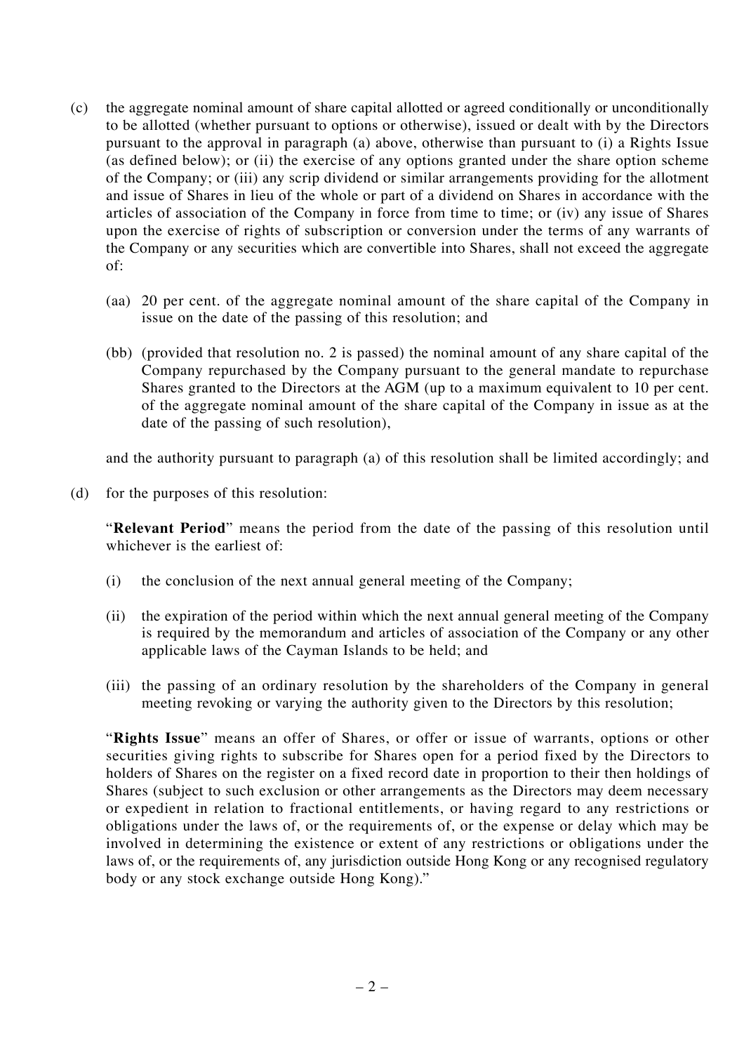(c) the aggregate nominal amount of share capital allotted or agreed conditionally or unconditionally to be allotted (whether pursuant to options or otherwise), issued or dealt with by the Directors pursuant to the approval in paragraph (a) above, otherwise than pursuant to (i) a Rights Issue (as defined below); or (ii) the exercise of any options granted under the share option scheme of the Company; or (iii) any scrip dividend or similar arrangements providing for the allotment and issue of Shares in lieu of the whole or part of a dividend on Shares in accordance with the articles of association of the Company in force from time to time; or (iv) any issue of Shares upon the exercise of rights of subscription or conversion under the terms of any warrants of the Company or any securities which are convertible into Shares, shall not exceed the aggregate of:

(aa) 20 per cent. of the aggregate nominal amount of the share capital of the Company in issue on the date of the passing of this resolution; and

(bb) (provided that resolution no. 2 is passed) the nominal amount of any share capital of the Company repurchased by the Company pursuant to the general mandate to repurchase Shares granted to the Directors at the AGM (up to a maximum equivalent to 10 per cent. of the aggregate nominal amount of the share capital of the Company in issue as at the date of the passing of such resolution),

and the authority pursuant to paragraph (a) of this resolution shall be limited accordingly; and

(d) for the purposes of this resolution:

"**Relevant Period**" means the period from the date of the passing of this resolution until whichever is the earliest of:

(i) the conclusion of the next annual general meeting of the Company;

(ii) the expiration of the period within which the next annual general meeting of the Company is required by the memorandum and articles of association of the Company or any other applicable laws of the Cayman Islands to be held; and

(iii) the passing of an ordinary resolution by the shareholders of the Company in general meeting revoking or varying the authority given to the Directors by this resolution;

"**Rights Issue**" means an offer of Shares, or offer or issue of warrants, options or other securities giving rights to subscribe for Shares open for a period fixed by the Directors to holders of Shares on the register on a fixed record date in proportion to their then holdings of Shares (subject to such exclusion or other arrangements as the Directors may deem necessary or expedient in relation to fractional entitlements, or having regard to any restrictions or obligations under the laws of, or the requirements of, or the expense or delay which may be involved in determining the existence or extent of any restrictions or obligations under the laws of, or the requirements of, any jurisdiction outside Hong Kong or any recognised regulatory body or any stock exchange outside Hong Kong)."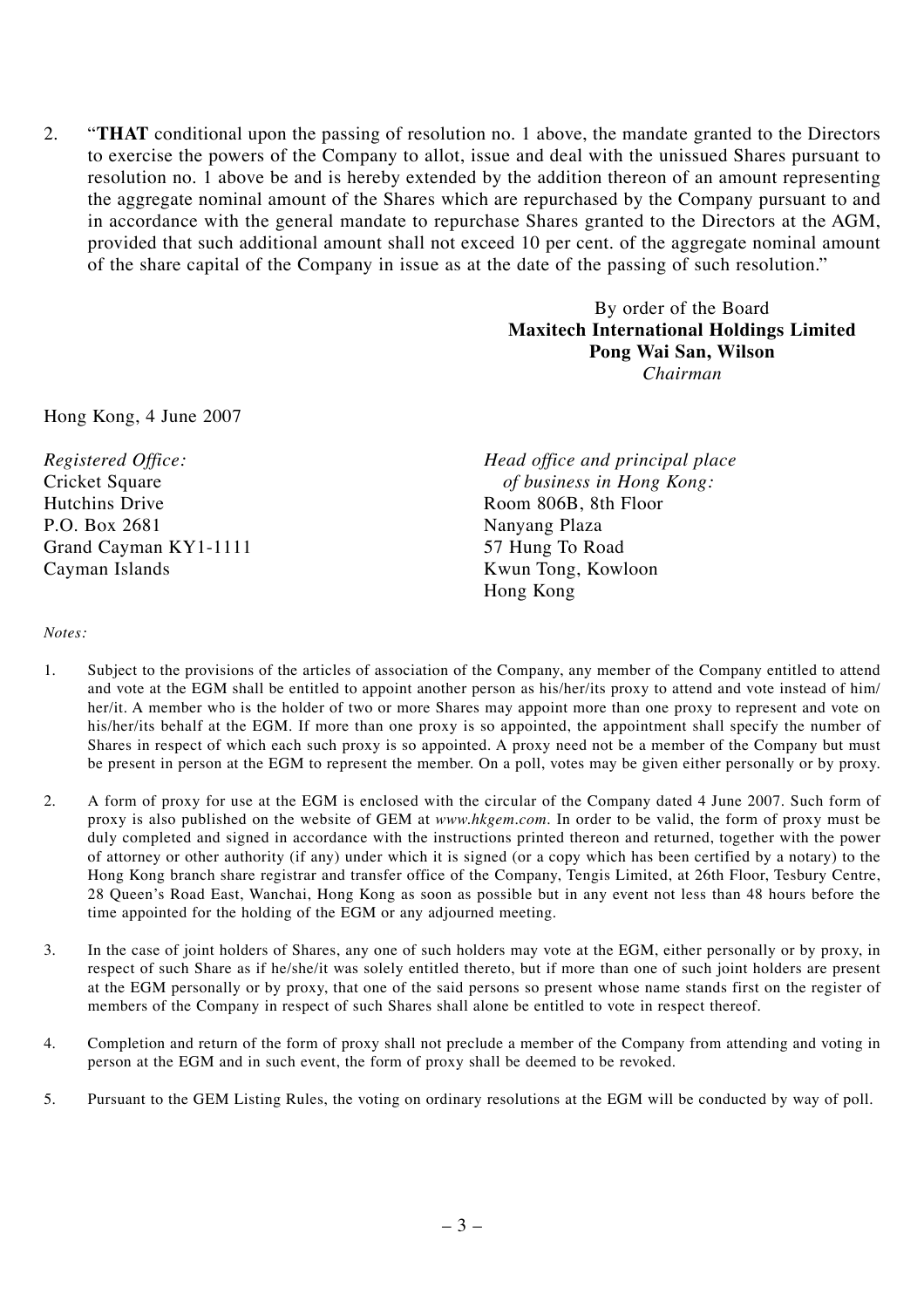2. "**THAT** conditional upon the passing of resolution no. 1 above, the mandate granted to the Directors to exercise the powers of the Company to allot, issue and deal with the unissued Shares pursuant to resolution no. 1 above be and is hereby extended by the addition thereon of an amount representing the aggregate nominal amount of the Shares which are repurchased by the Company pursuant to and in accordance with the general mandate to repurchase Shares granted to the Directors at the AGM, provided that such additional amount shall not exceed 10 per cent. of the aggregate nominal amount of the share capital of the Company in issue as at the date of the passing of such resolution."

By order of the Board
**Maxitech International Holdings Limited**
**Pong Wai San, Wilson**
*Chairman*

Hong Kong, 4 June 2007

*Registered Office:*
Cricket Square
Hutchins Drive
P.O. Box 2681
Grand Cayman KY1-1111
Cayman Islands

*Head office and principal place of business in Hong Kong:*
Room 806B, 8th Floor
Nanyang Plaza
57 Hung To Road
Kwun Tong, Kowloon
Hong Kong

*Notes:*

1. Subject to the provisions of the articles of association of the Company, any member of the Company entitled to attend and vote at the EGM shall be entitled to appoint another person as his/her/its proxy to attend and vote instead of him/her/it. A member who is the holder of two or more Shares may appoint more than one proxy to represent and vote on his/her/its behalf at the EGM. If more than one proxy is so appointed, the appointment shall specify the number of Shares in respect of which each such proxy is so appointed. A proxy need not be a member of the Company but must be present in person at the EGM to represent the member. On a poll, votes may be given either personally or by proxy.

2. A form of proxy for use at the EGM is enclosed with the circular of the Company dated 4 June 2007. Such form of proxy is also published on the website of GEM at *www.hkgem.com*. In order to be valid, the form of proxy must be duly completed and signed in accordance with the instructions printed thereon and returned, together with the power of attorney or other authority (if any) under which it is signed (or a copy which has been certified by a notary) to the Hong Kong branch share registrar and transfer office of the Company, Tengis Limited, at 26th Floor, Tesbury Centre, 28 Queen's Road East, Wanchai, Hong Kong as soon as possible but in any event not less than 48 hours before the time appointed for the holding of the EGM or any adjourned meeting.

3. In the case of joint holders of Shares, any one of such holders may vote at the EGM, either personally or by proxy, in respect of such Share as if he/she/it was solely entitled thereto, but if more than one of such joint holders are present at the EGM personally or by proxy, that one of the said persons so present whose name stands first on the register of members of the Company in respect of such Shares shall alone be entitled to vote in respect thereof.

4. Completion and return of the form of proxy shall not preclude a member of the Company from attending and voting in person at the EGM and in such event, the form of proxy shall be deemed to be revoked.

5. Pursuant to the GEM Listing Rules, the voting on ordinary resolutions at the EGM will be conducted by way of poll.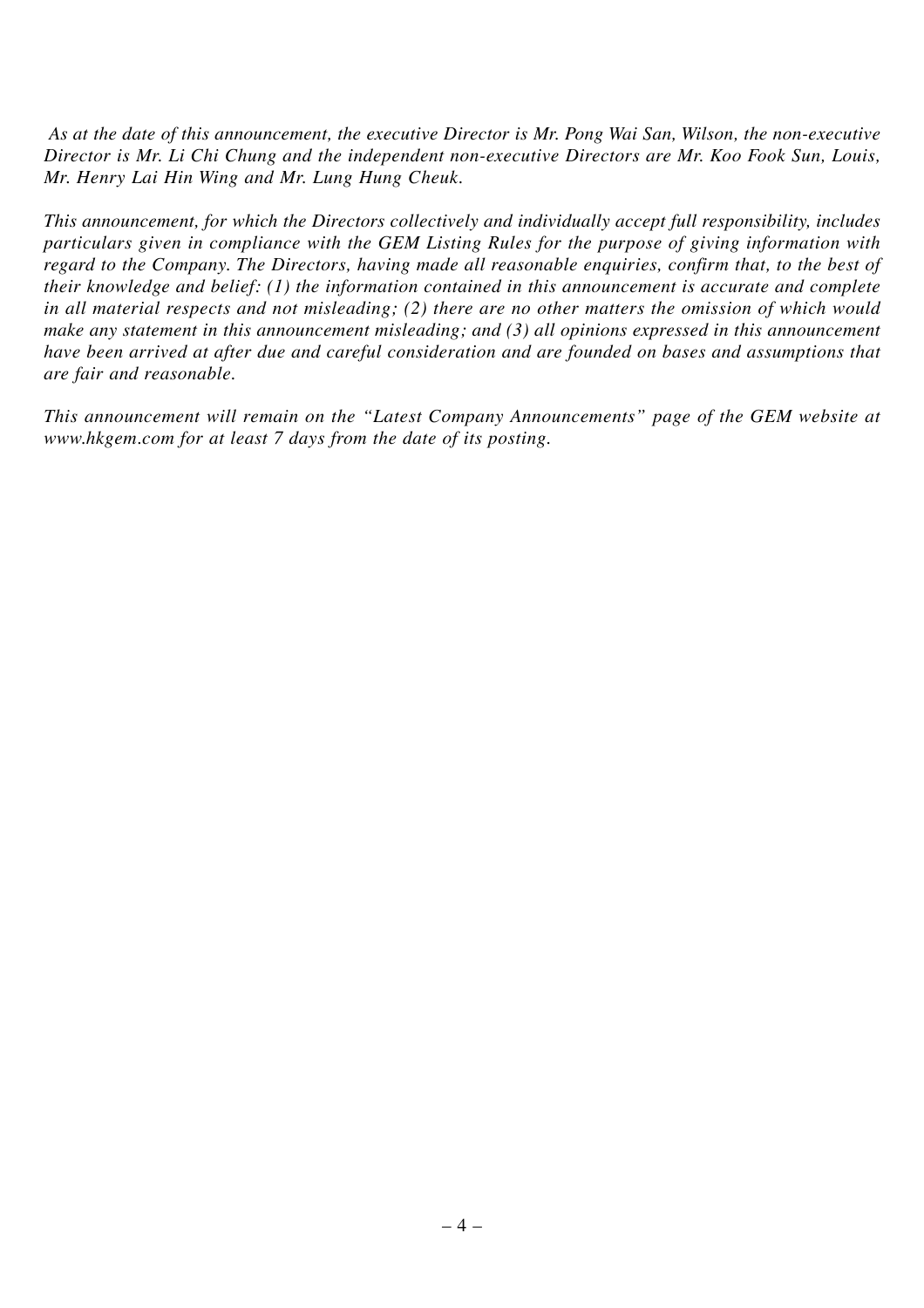*As at the date of this announcement, the executive Director is Mr. Pong Wai San, Wilson, the non-executive Director is Mr. Li Chi Chung and the independent non-executive Directors are Mr. Koo Fook Sun, Louis, Mr. Henry Lai Hin Wing and Mr. Lung Hung Cheuk.*

*This announcement, for which the Directors collectively and individually accept full responsibility, includes particulars given in compliance with the GEM Listing Rules for the purpose of giving information with regard to the Company. The Directors, having made all reasonable enquiries, confirm that, to the best of their knowledge and belief: (1) the information contained in this announcement is accurate and complete in all material respects and not misleading; (2) there are no other matters the omission of which would make any statement in this announcement misleading; and (3) all opinions expressed in this announcement have been arrived at after due and careful consideration and are founded on bases and assumptions that are fair and reasonable.*

*This announcement will remain on the "Latest Company Announcements" page of the GEM website at www.hkgem.com for at least 7 days from the date of its posting.*